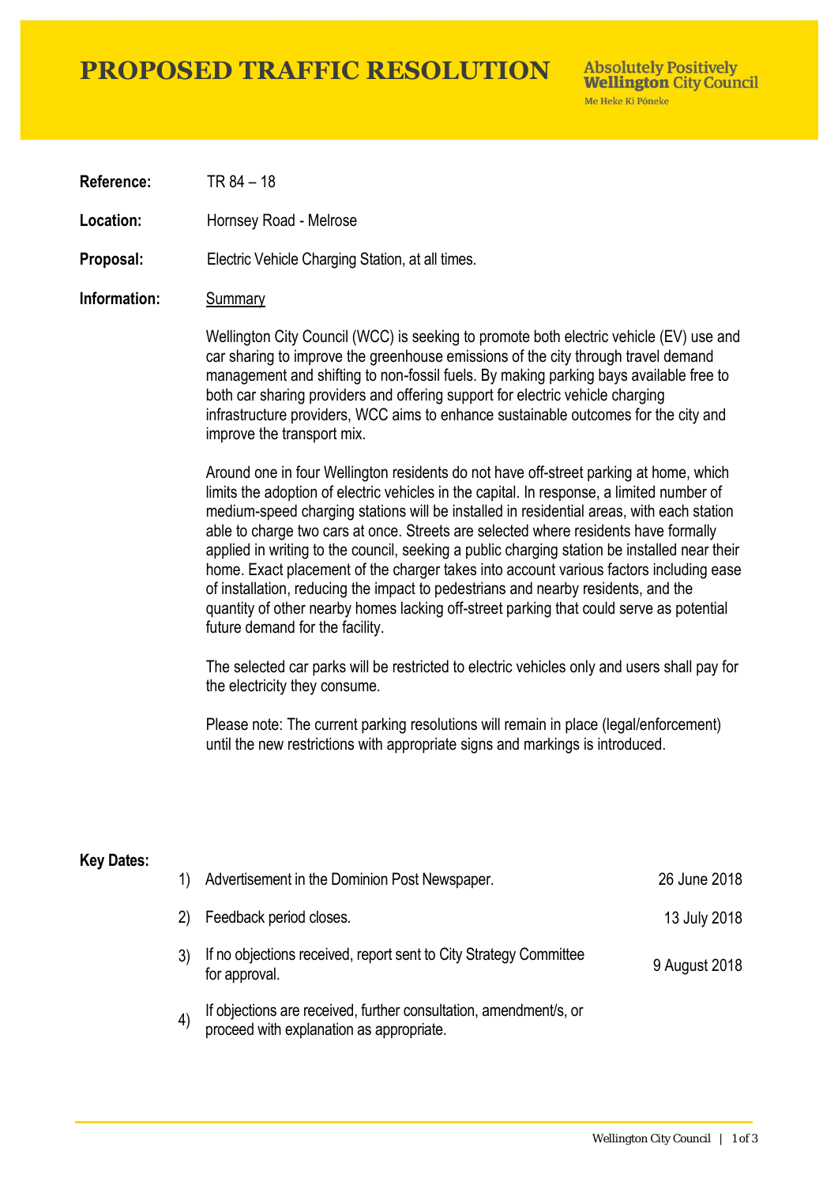# PROPOSED TRAFFIC RESOLUTION

Absolutely Positively **Wellington** City Council
Me Heke Ki Pōneke

**Reference:** TR 84 – 18

**Location:** Hornsey Road - Melrose

**Proposal:** Electric Vehicle Charging Station, at all times.

**Information:** Summary

Wellington City Council (WCC) is seeking to promote both electric vehicle (EV) use and car sharing to improve the greenhouse emissions of the city through travel demand management and shifting to non-fossil fuels. By making parking bays available free to both car sharing providers and offering support for electric vehicle charging infrastructure providers, WCC aims to enhance sustainable outcomes for the city and improve the transport mix.

Around one in four Wellington residents do not have off-street parking at home, which limits the adoption of electric vehicles in the capital. In response, a limited number of medium-speed charging stations will be installed in residential areas, with each station able to charge two cars at once. Streets are selected where residents have formally applied in writing to the council, seeking a public charging station be installed near their home. Exact placement of the charger takes into account various factors including ease of installation, reducing the impact to pedestrians and nearby residents, and the quantity of other nearby homes lacking off-street parking that could serve as potential future demand for the facility.

The selected car parks will be restricted to electric vehicles only and users shall pay for the electricity they consume.

Please note: The current parking resolutions will remain in place (legal/enforcement) until the new restrictions with appropriate signs and markings is introduced.

**Key Dates:**

| | | |
|---|---|---|
| 1) | Advertisement in the Dominion Post Newspaper. | 26 June 2018 |
| 2) | Feedback period closes. | 13 July 2018 |
| 3) | If no objections received, report sent to City Strategy Committee for approval. | 9 August 2018 |
| 4) | If objections are received, further consultation, amendment/s, or proceed with explanation as appropriate. | |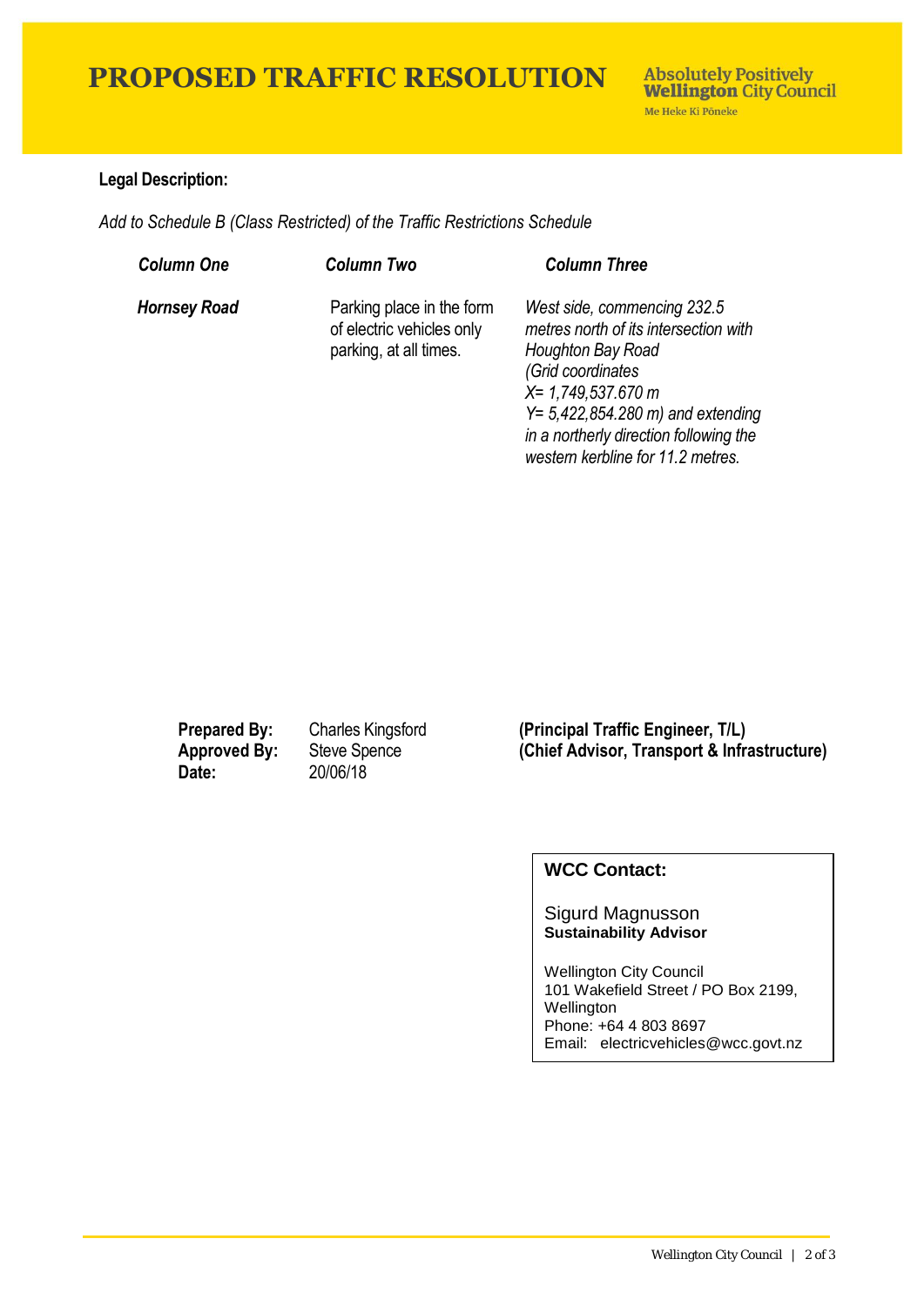# PROPOSED TRAFFIC RESOLUTION

**Absolutely Positively Wellington City Council**
Me Heke Ki Pōneke

**Legal Description:**

*Add to Schedule B (Class Restricted) of the Traffic Restrictions Schedule*

| ***Column One*** | ***Column Two*** | ***Column Three*** |
|---|---|---|
| ***Hornsey Road*** | Parking place in the form of electric vehicles only parking, at all times. | *West side, commencing 232.5 metres north of its intersection with Houghton Bay Road (Grid coordinates X= 1,749,537.670 m Y= 5,422,854.280 m) and extending in a northerly direction following the western kerbline for 11.2 metres.* |

| | | |
|---|---|---|
| **Prepared By:** | Charles Kingsford | **(Principal Traffic Engineer, T/L)** |
| **Approved By:** | Steve Spence | **(Chief Advisor, Transport & Infrastructure)** |
| **Date:** | 20/06/18 | |

**WCC Contact:**

Sigurd Magnusson
**Sustainability Advisor**

Wellington City Council
101 Wakefield Street / PO Box 2199, Wellington
Phone: +64 4 803 8697
Email: electricvehicles@wcc.govt.nz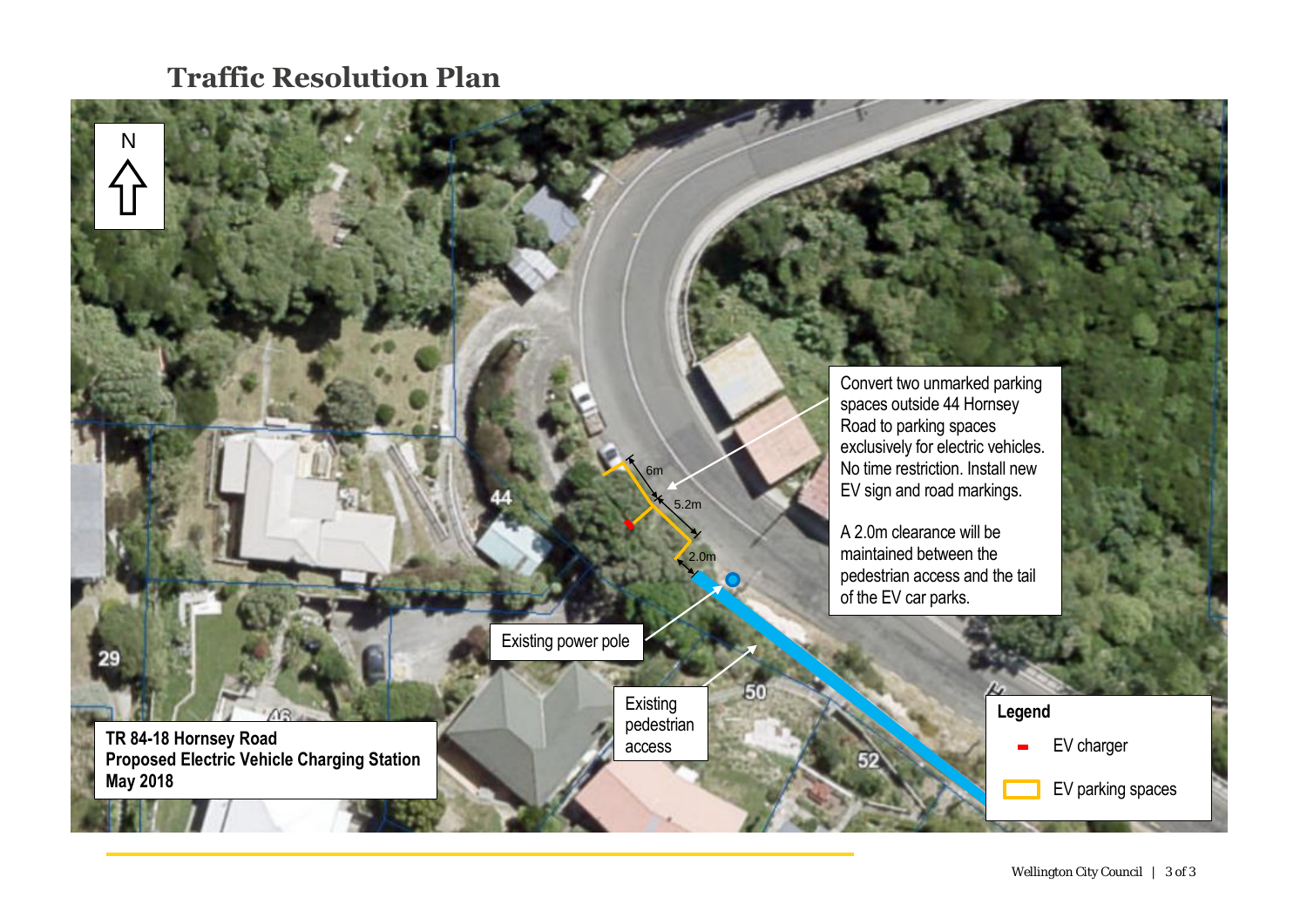# Traffic Resolution Plan

N

Convert two unmarked parking spaces outside 44 Hornsey Road to parking spaces exclusively for electric vehicles. No time restriction. Install new EV sign and road markings.

A 2.0m clearance will be maintained between the pedestrian access and the tail of the EV car parks.

6m

5.2m

2.0m

44

29

50

52

Existing power pole

Existing pedestrian access

**Legend**

EV charger

EV parking spaces

**TR 84-18 Hornsey Road**
**Proposed Electric Vehicle Charging Station**
**May 2018**